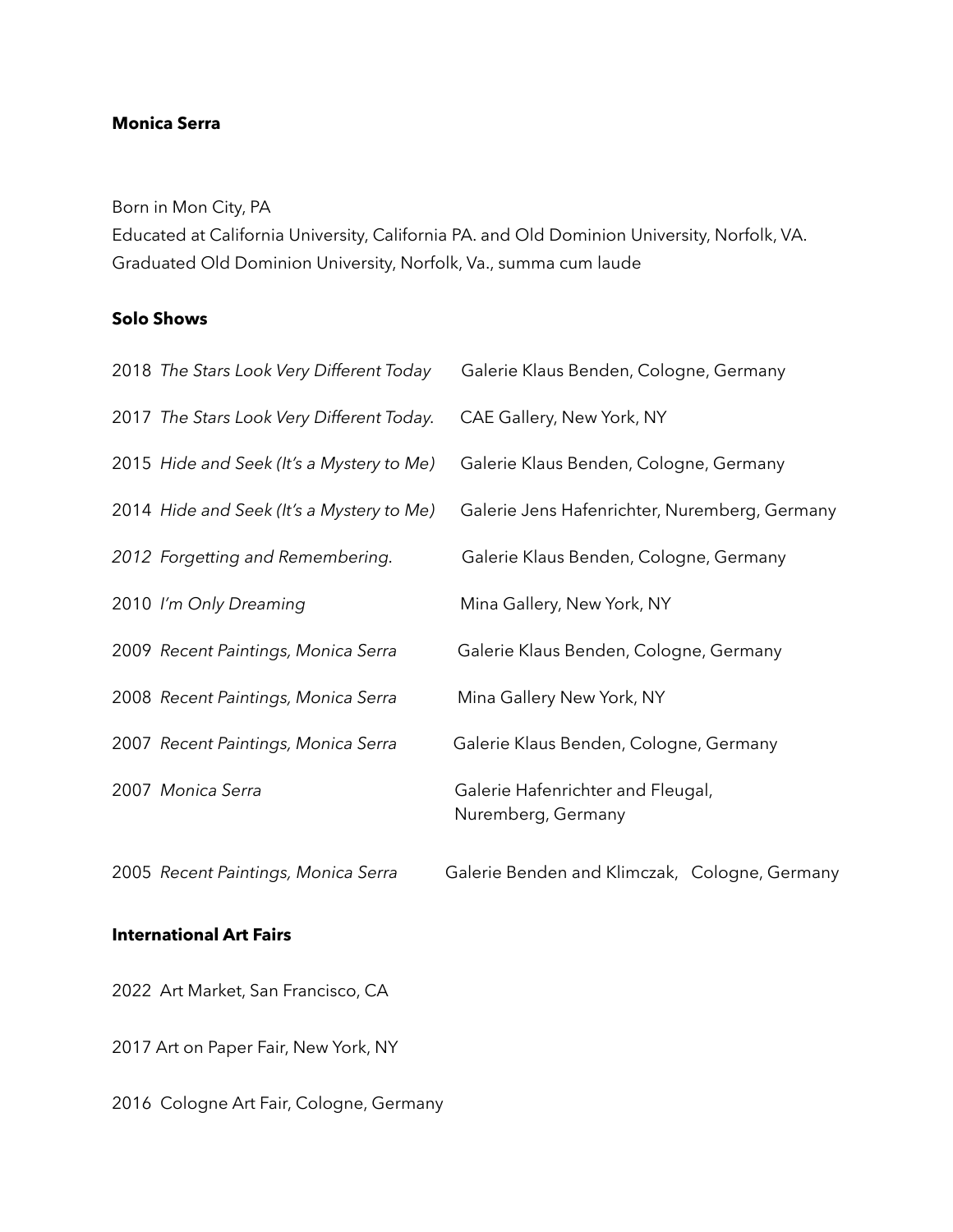**Monica Serra**

Born in Mon City, PA
Educated at California University, California PA. and Old Dominion University, Norfolk, VA.
Graduated Old Dominion University, Norfolk, Va., summa cum laude

**Solo Shows**

| | |
|---|---|
| 2018 *The Stars Look Very Different Today* | Galerie Klaus Benden, Cologne, Germany |
| 2017 *The Stars Look Very Different Today.* | CAE Gallery, New York, NY |
| 2015 *Hide and Seek (It's a Mystery to Me)* | Galerie Klaus Benden, Cologne, Germany |
| 2014 *Hide and Seek (It's a Mystery to Me)* | Galerie Jens Hafenrichter, Nuremberg, Germany |
| *2012 Forgetting and Remembering.* | Galerie Klaus Benden, Cologne, Germany |
| 2010 *I'm Only Dreaming* | Mina Gallery, New York, NY |
| 2009 *Recent Paintings, Monica Serra* | Galerie Klaus Benden, Cologne, Germany |
| 2008 *Recent Paintings, Monica Serra* | Mina Gallery New York, NY |
| 2007 *Recent Paintings, Monica Serra* | Galerie Klaus Benden, Cologne, Germany |
| 2007 *Monica Serra* | Galerie Hafenrichter and Fleugal, Nuremberg, Germany |
| 2005 *Recent Paintings, Monica Serra* | Galerie Benden and Klimczak, Cologne, Germany |

**International Art Fairs**

2022 Art Market, San Francisco, CA

2017 Art on Paper Fair, New York, NY

2016 Cologne Art Fair, Cologne, Germany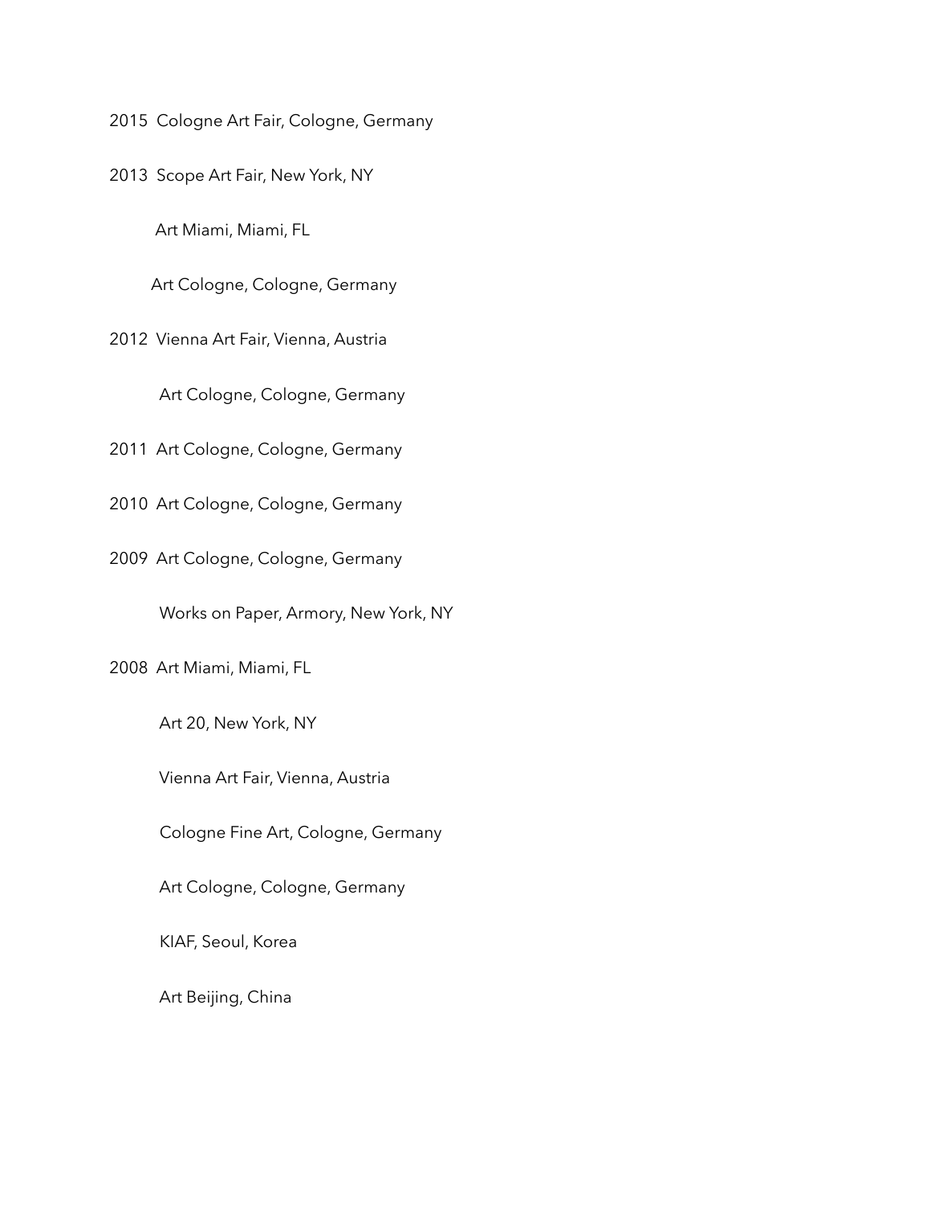2015 Cologne Art Fair, Cologne, Germany

2013 Scope Art Fair, New York, NY

Art Miami, Miami, FL

Art Cologne, Cologne, Germany

2012 Vienna Art Fair, Vienna, Austria

Art Cologne, Cologne, Germany

2011 Art Cologne, Cologne, Germany

2010 Art Cologne, Cologne, Germany

2009 Art Cologne, Cologne, Germany

Works on Paper, Armory, New York, NY

2008 Art Miami, Miami, FL

Art 20, New York, NY

Vienna Art Fair, Vienna, Austria

Cologne Fine Art, Cologne, Germany

Art Cologne, Cologne, Germany

KIAF, Seoul, Korea

Art Beijing, China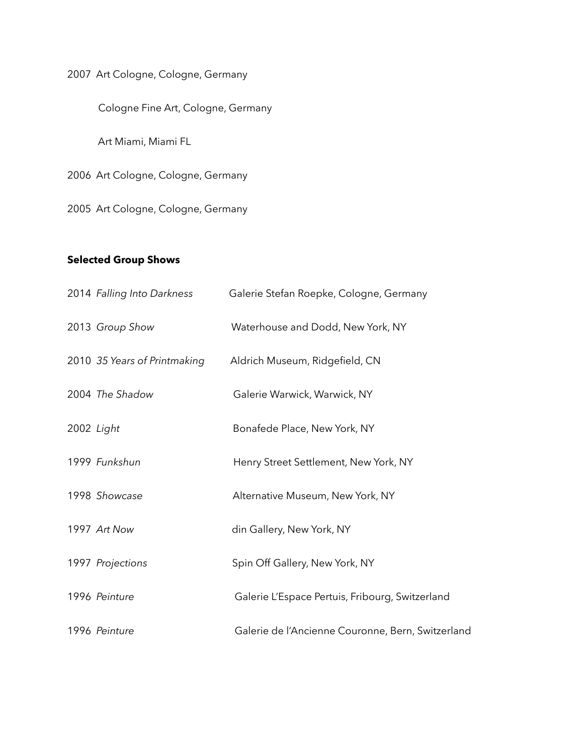2007 Art Cologne, Cologne, Germany

Cologne Fine Art, Cologne, Germany

Art Miami, Miami FL

2006 Art Cologne, Cologne, Germany

2005 Art Cologne, Cologne, Germany

**Selected Group Shows**

| | |
|---|---|
| 2014 *Falling Into Darkness* | Galerie Stefan Roepke, Cologne, Germany |
| 2013 *Group Show* | Waterhouse and Dodd, New York, NY |
| 2010 *35 Years of Printmaking* | Aldrich Museum, Ridgefield, CN |
| 2004 *The Shadow* | Galerie Warwick, Warwick, NY |
| 2002 *Light* | Bonafede Place, New York, NY |
| 1999 *Funkshun* | Henry Street Settlement, New York, NY |
| 1998 *Showcase* | Alternative Museum, New York, NY |
| 1997 *Art Now* | din Gallery, New York, NY |
| 1997 *Projections* | Spin Off Gallery, New York, NY |
| 1996 *Peinture* | Galerie L'Espace Pertuis, Fribourg, Switzerland |
| 1996 *Peinture* | Galerie de l'Ancienne Couronne, Bern, Switzerland |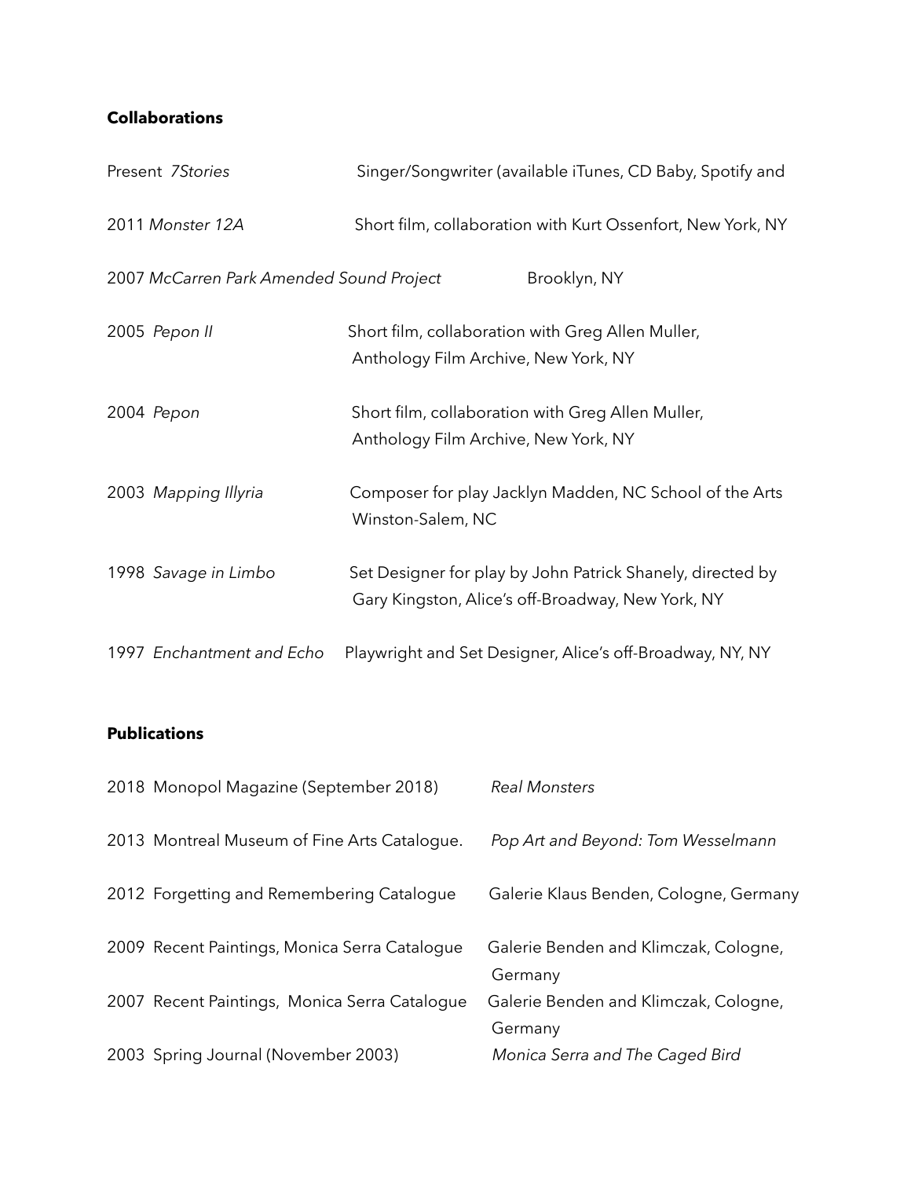**Collaborations**

| | |
|---|---|
| Present *7Stories* | Singer/Songwriter (available iTunes, CD Baby, Spotify and |
| 2011 *Monster 12A* | Short film, collaboration with Kurt Ossenfort, New York, NY |
| 2007 *McCarren Park Amended Sound Project* | Brooklyn, NY |
| 2005 *Pepon II* | Short film, collaboration with Greg Allen Muller, Anthology Film Archive, New York, NY |
| 2004 *Pepon* | Short film, collaboration with Greg Allen Muller, Anthology Film Archive, New York, NY |
| 2003 *Mapping Illyria* | Composer for play Jacklyn Madden, NC School of the Arts Winston-Salem, NC |
| 1998 *Savage in Limbo* | Set Designer for play by John Patrick Shanely, directed by Gary Kingston, Alice's off-Broadway, New York, NY |
| 1997 *Enchantment and Echo* | Playwright and Set Designer, Alice's off-Broadway, NY, NY |

**Publications**

| | |
|---|---|
| 2018 Monopol Magazine (September 2018) | *Real Monsters* |
| 2013 Montreal Museum of Fine Arts Catalogue. | *Pop Art and Beyond: Tom Wesselmann* |
| 2012 Forgetting and Remembering Catalogue | Galerie Klaus Benden, Cologne, Germany |
| 2009 Recent Paintings, Monica Serra Catalogue | Galerie Benden and Klimczak, Cologne, Germany |
| 2007 Recent Paintings, Monica Serra Catalogue | Galerie Benden and Klimczak, Cologne, Germany |
| 2003 Spring Journal (November 2003) | *Monica Serra and The Caged Bird* |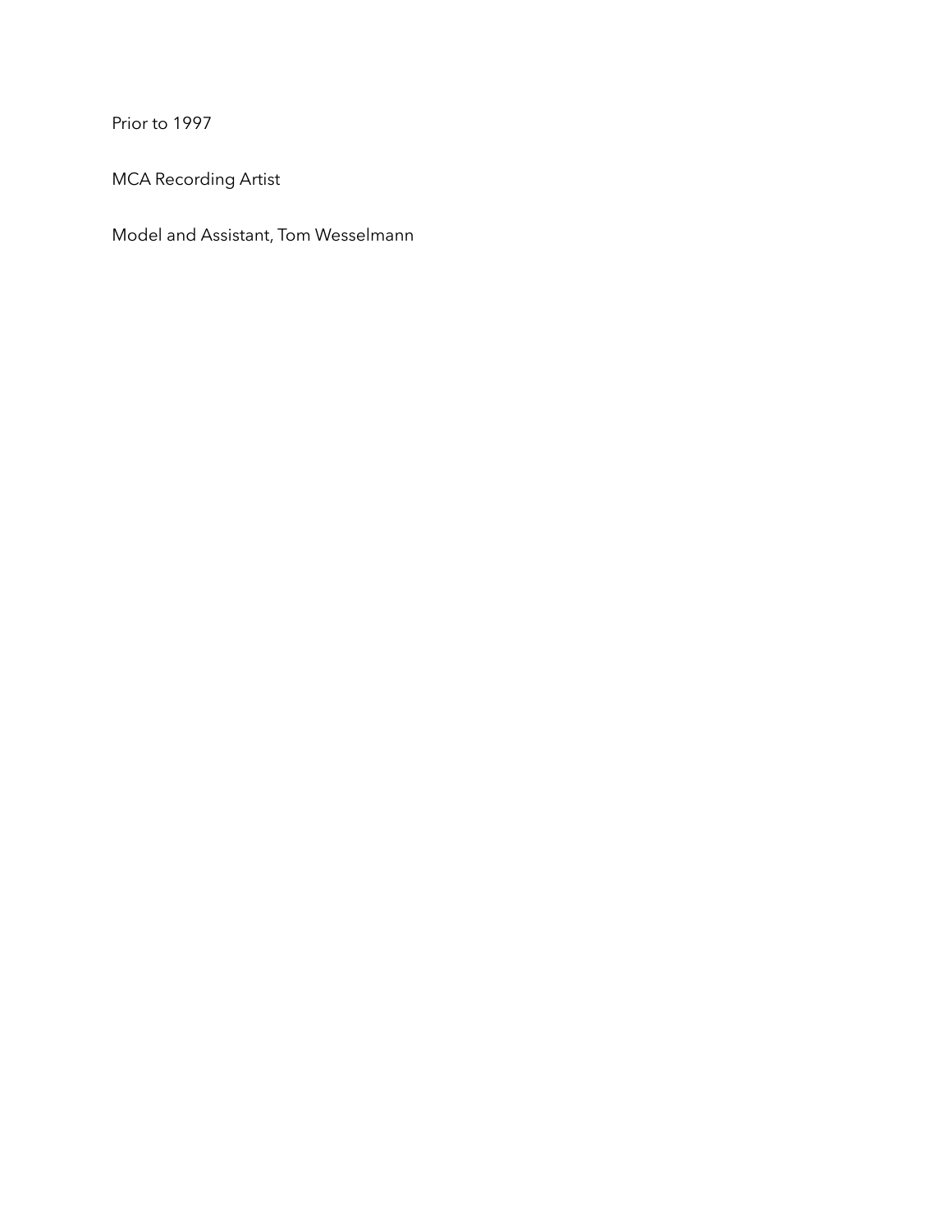Prior to 1997

MCA Recording Artist

Model and Assistant, Tom Wesselmann